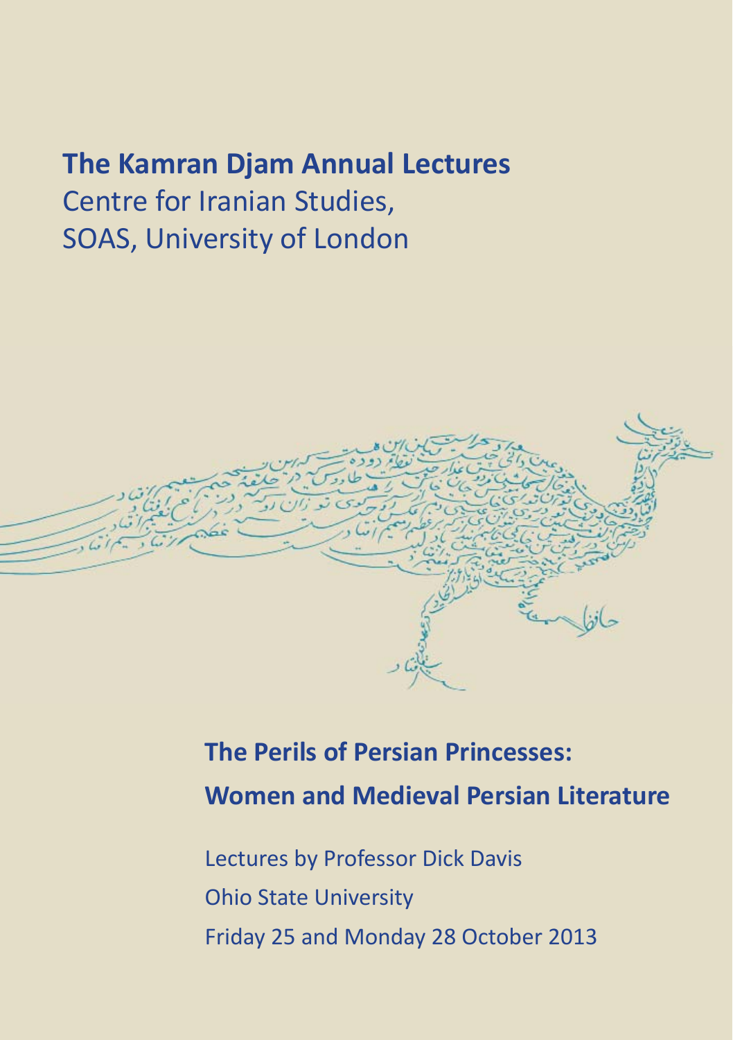# The Kamran Djam Annual Lectures

Centre for Iranian Studies,
SOAS, University of London

## The Perils of Persian Princesses: Women and Medieval Persian Literature

Lectures by Professor Dick Davis
Ohio State University
Friday 25 and Monday 28 October 2013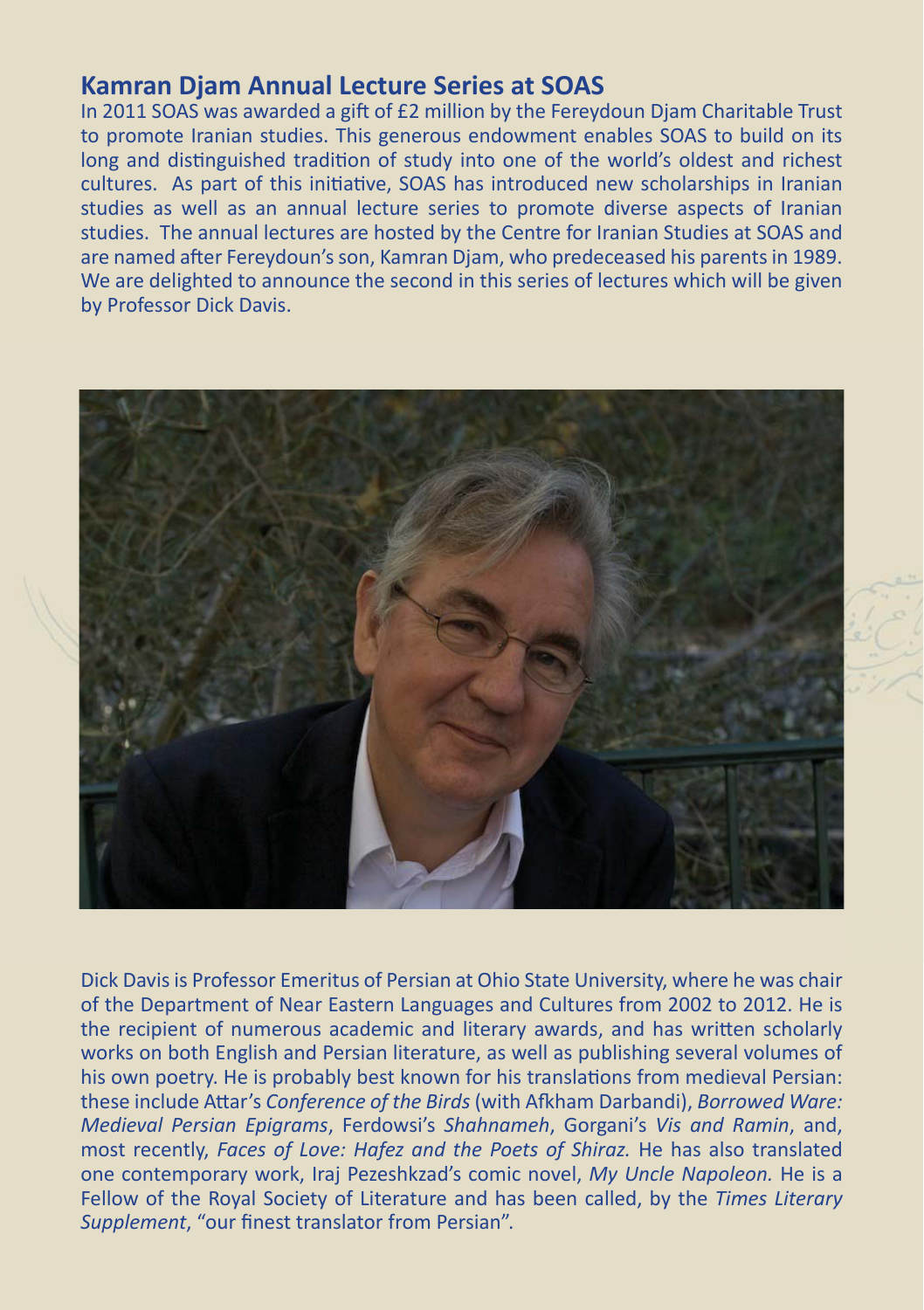## Kamran Djam Annual Lecture Series at SOAS

In 2011 SOAS was awarded a gift of £2 million by the Fereydoun Djam Charitable Trust to promote Iranian studies. This generous endowment enables SOAS to build on its long and distinguished tradition of study into one of the world's oldest and richest cultures. As part of this initiative, SOAS has introduced new scholarships in Iranian studies as well as an annual lecture series to promote diverse aspects of Iranian studies. The annual lectures are hosted by the Centre for Iranian Studies at SOAS and are named after Fereydoun's son, Kamran Djam, who predeceased his parents in 1989. We are delighted to announce the second in this series of lectures which will be given by Professor Dick Davis.

Dick Davis is Professor Emeritus of Persian at Ohio State University, where he was chair of the Department of Near Eastern Languages and Cultures from 2002 to 2012. He is the recipient of numerous academic and literary awards, and has written scholarly works on both English and Persian literature, as well as publishing several volumes of his own poetry. He is probably best known for his translations from medieval Persian: these include Attar's *Conference of the Birds* (with Afkham Darbandi), *Borrowed Ware: Medieval Persian Epigrams*, Ferdowsi's *Shahnameh*, Gorgani's *Vis and Ramin*, and, most recently, *Faces of Love: Hafez and the Poets of Shiraz.* He has also translated one contemporary work, Iraj Pezeshkzad's comic novel, *My Uncle Napoleon.* He is a Fellow of the Royal Society of Literature and has been called, by the *Times Literary Supplement*, "our finest translator from Persian".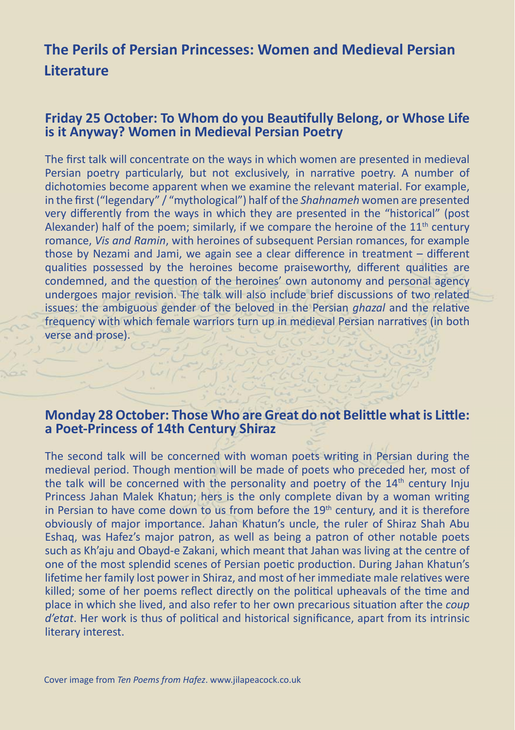# The Perils of Persian Princesses: Women and Medieval Persian Literature

## Friday 25 October: To Whom do you Beautifully Belong, or Whose Life is it Anyway? Women in Medieval Persian Poetry

The first talk will concentrate on the ways in which women are presented in medieval Persian poetry particularly, but not exclusively, in narrative poetry. A number of dichotomies become apparent when we examine the relevant material. For example, in the first ("legendary" / "mythological") half of the *Shahnameh* women are presented very differently from the ways in which they are presented in the "historical" (post Alexander) half of the poem; similarly, if we compare the heroine of the 11th century romance, *Vis and Ramin*, with heroines of subsequent Persian romances, for example those by Nezami and Jami, we again see a clear difference in treatment – different qualities possessed by the heroines become praiseworthy, different qualities are condemned, and the question of the heroines' own autonomy and personal agency undergoes major revision. The talk will also include brief discussions of two related issues: the ambiguous gender of the beloved in the Persian *ghazal* and the relative frequency with which female warriors turn up in medieval Persian narratives (in both verse and prose).

## Monday 28 October: Those Who are Great do not Belittle what is Little: a Poet-Princess of 14th Century Shiraz

The second talk will be concerned with woman poets writing in Persian during the medieval period. Though mention will be made of poets who preceded her, most of the talk will be concerned with the personality and poetry of the 14th century Inju Princess Jahan Malek Khatun; hers is the only complete divan by a woman writing in Persian to have come down to us from before the 19th century, and it is therefore obviously of major importance. Jahan Khatun's uncle, the ruler of Shiraz Shah Abu Eshaq, was Hafez's major patron, as well as being a patron of other notable poets such as Kh'aju and Obayd-e Zakani, which meant that Jahan was living at the centre of one of the most splendid scenes of Persian poetic production. During Jahan Khatun's lifetime her family lost power in Shiraz, and most of her immediate male relatives were killed; some of her poems reflect directly on the political upheavals of the time and place in which she lived, and also refer to her own precarious situation after the *coup d'etat*. Her work is thus of political and historical significance, apart from its intrinsic literary interest.

Cover image from *Ten Poems from Hafez*. www.jilapeacock.co.uk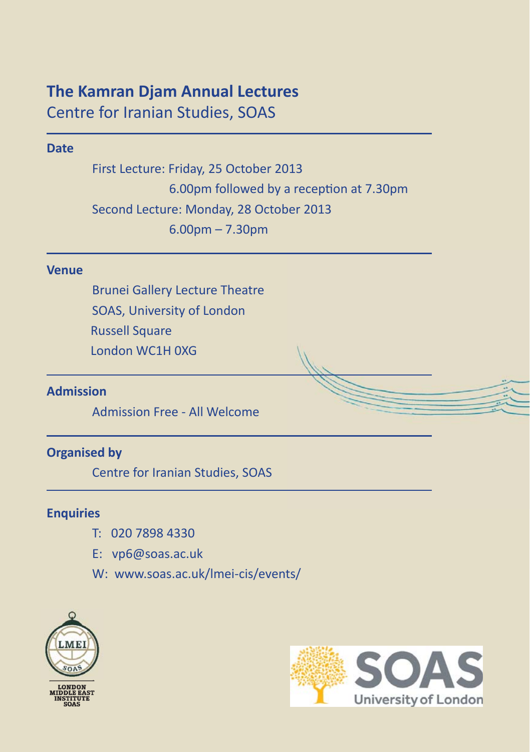## The Kamran Djam Annual Lectures

Centre for Iranian Studies, SOAS

**Date**

First Lecture: Friday, 25 October 2013

6.00pm followed by a reception at 7.30pm

Second Lecture: Monday, 28 October 2013

6.00pm – 7.30pm

**Venue**

Brunei Gallery Lecture Theatre

SOAS, University of London

Russell Square

London WC1H 0XG

**Admission**

Admission Free - All Welcome

**Organised by**

Centre for Iranian Studies, SOAS

**Enquiries**

T: 020 7898 4330

E: vp6@soas.ac.uk

W: www.soas.ac.uk/lmei-cis/events/

LMEI SOAS

LONDON MIDDLE EAST INSTITUTE SOAS

SOAS University of London